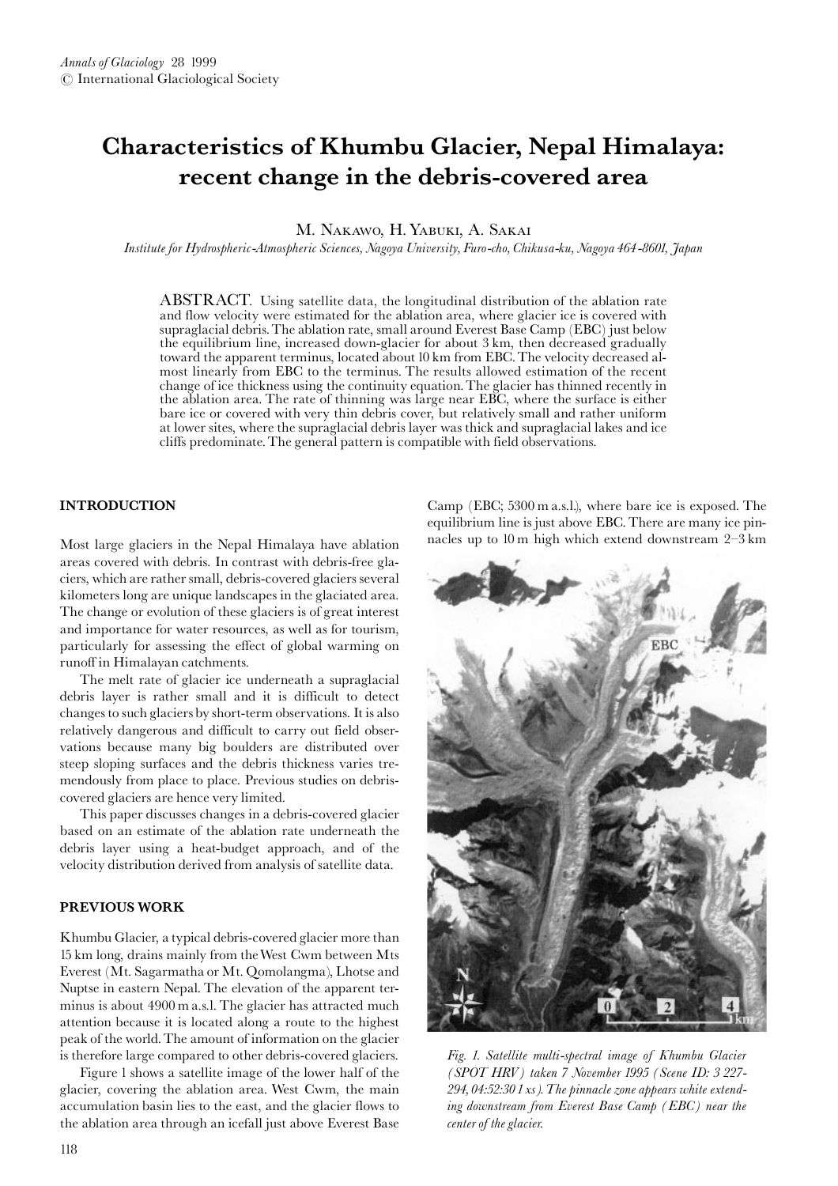# Characteristics of Khumbu Glacier, Nepal Himalaya: recent change in the debris-covered area

M. Nakawo, H. Yabuki, A. Sakai

*Institute for Hydrospheric-Atmospheric Sciences, Nagoya University, Furo-cho, Chikusa-ku, Nagoya 464-8601, Japan*

ABSTRACT. Using satellite data, the longitudinal distribution of the ablation rate and flow velocity were estimated for the ablation area, where glacier ice is covered with supraglacial debris. The ablation rate, small around Everest Base Camp (EBC) just below the equilibrium line, increased down-glacier for about 3 km, then decreased gradually toward the apparent terminus, located about 10 km from EBC. The velocity decreased almost linearly from EBC to the terminus. The results allowed estimation of the recent change of ice thickness using the continuity equation. The glacier has thinned recently in the ablation area. The rate of thinning was large near EBC, where the surface is either bare ice or covered with very thin debris cover, but relatively small and rather uniform at lower sites, where the supraglacial debris layer was thick and supraglacial lakes and ice cliffs predominate. The general pattern is compatible with field observations.

## INTRODUCTION

Most large glaciers in the Nepal Himalaya have ablation areas covered with debris. In contrast with debris-free glaciers, which are rather small, debris-covered glaciers several kilometers long are unique landscapes in the glaciated area. The change or evolution of these glaciers is of great interest and importance for water resources, as well as for tourism, particularly for assessing the effect of global warming on runoff in Himalayan catchments.

The melt rate of glacier ice underneath a supraglacial debris layer is rather small and it is difficult to detect changes to such glaciers by short-term observations. It is also relatively dangerous and difficult to carry out field observations because many big boulders are distributed over steep sloping surfaces and the debris thickness varies tremendously from place to place. Previous studies on debris-covered glaciers are hence very limited.

This paper discusses changes in a debris-covered glacier based on an estimate of the ablation rate underneath the debris layer using a heat-budget approach, and of the velocity distribution derived from analysis of satellite data.

## PREVIOUS WORK

Khumbu Glacier, a typical debris-covered glacier more than 15 km long, drains mainly from the West Cwm between Mts Everest (Mt. Sagarmatha or Mt. Qomolangma), Lhotse and Nuptse in eastern Nepal. The elevation of the apparent terminus is about 4900 m a.s.l. The glacier has attracted much attention because it is located along a route to the highest peak of the world. The amount of information on the glacier is therefore large compared to other debris-covered glaciers.

Figure 1 shows a satellite image of the lower half of the glacier, covering the ablation area. West Cwm, the main accumulation basin lies to the east, and the glacier flows to the ablation area through an icefall just above Everest Base Camp (EBC; 5300 m a.s.l.), where bare ice is exposed. The equilibrium line is just above EBC. There are many ice pinnacles up to 10 m high which extend downstream 2–3 km

EBC

N

0 2 4 km

*Fig. 1. Satellite multi-spectral image of Khumbu Glacier (SPOT HRV) taken 7 November 1995 (Scene ID: 3 227-294, 04:52:30 1 xs). The pinnacle zone appears white extending downstream from Everest Base Camp (EBC) near the center of the glacier.*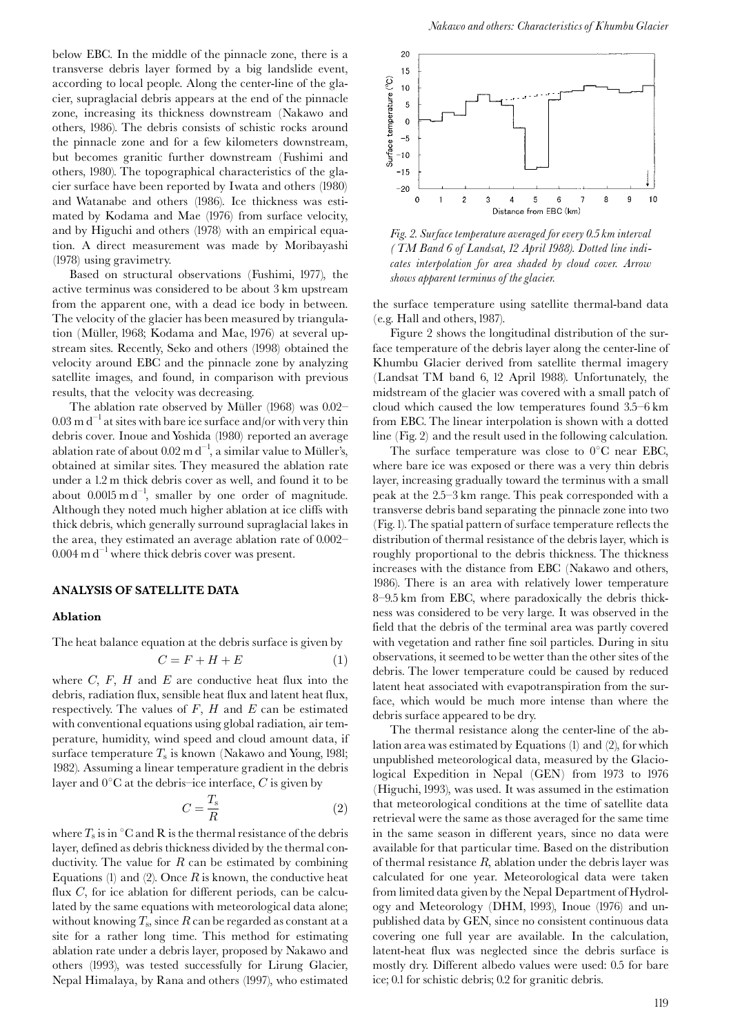below EBC. In the middle of the pinnacle zone, there is a transverse debris layer formed by a big landslide event, according to local people. Along the center-line of the glacier, supraglacial debris appears at the end of the pinnacle zone, increasing its thickness downstream (Nakawo and others, 1986). The debris consists of schistic rocks around the pinnacle zone and for a few kilometers downstream, but becomes granitic further downstream (Fushimi and others, 1980). The topographical characteristics of the glacier surface have been reported by Iwata and others (1980) and Watanabe and others (1986). Ice thickness was estimated by Kodama and Mae (1976) from surface velocity, and by Higuchi and others (1978) with an empirical equation. A direct measurement was made by Moribayashi (1978) using gravimetry.

Based on structural observations (Fushimi, 1977), the active terminus was considered to be about 3 km upstream from the apparent one, with a dead ice body in between. The velocity of the glacier has been measured by triangulation (Müller, 1968; Kodama and Mae, 1976) at several upstream sites. Recently, Seko and others (1998) obtained the velocity around EBC and the pinnacle zone by analyzing satellite images, and found, in comparison with previous results, that the velocity was decreasing.

The ablation rate observed by Müller (1968) was 0.02–0.03 m $d^{-1}$ at sites with bare ice surface and/or with very thin debris cover. Inoue and Yoshida (1980) reported an average ablation rate of about 0.02 m $d^{-1}$, a similar value to Müller's, obtained at similar sites. They measured the ablation rate under a 1.2 m thick debris cover as well, and found it to be about 0.0015 m $d^{-1}$, smaller by one order of magnitude. Although they noted much higher ablation at ice cliffs with thick debris, which generally surround supraglacial lakes in the area, they estimated an average ablation rate of 0.002–0.004 m $d^{-1}$ where thick debris cover was present.

## ANALYSIS OF SATELLITE DATA

### Ablation

The heat balance equation at the debris surface is given by

$$C = F + H + E \tag{1}$$

where $C$, $F$, $H$ and $E$ are conductive heat flux into the debris, radiation flux, sensible heat flux and latent heat flux, respectively. The values of $F$, $H$ and $E$ can be estimated with conventional equations using global radiation, air temperature, humidity, wind speed and cloud amount data, if surface temperature $T_s$ is known (Nakawo and Young, 1981; 1982). Assuming a linear temperature gradient in the debris layer and 0°C at the debris–ice interface, $C$ is given by

$$C = \frac{T_s}{R} \tag{2}$$

where $T_s$ is in °C and R is the thermal resistance of the debris layer, defined as debris thickness divided by the thermal conductivity. The value for $R$ can be estimated by combining Equations (1) and (2). Once $R$ is known, the conductive heat flux $C$, for ice ablation for different periods, can be calculated by the same equations with meteorological data alone; without knowing $T_s$, since $R$ can be regarded as constant at a site for a rather long time. This method for estimating ablation rate under a debris layer, proposed by Nakawo and others (1993), was tested successfully for Lirung Glacier, Nepal Himalaya, by Rana and others (1997), who estimated the surface temperature using satellite thermal-band data (e.g. Hall and others, 1987).

*Fig. 2. Surface temperature averaged for every 0.5 km interval (TM Band 6 of Landsat, 12 April 1988). Dotted line indicates interpolation for area shaded by cloud cover. Arrow shows apparent terminus of the glacier.*

Figure 2 shows the longitudinal distribution of the surface temperature of the debris layer along the center-line of Khumbu Glacier derived from satellite thermal imagery (Landsat TM band 6, 12 April 1988). Unfortunately, the midstream of the glacier was covered with a small patch of cloud which caused the low temperatures found 3.5–6 km from EBC. The linear interpolation is shown with a dotted line (Fig. 2) and the result used in the following calculation.

The surface temperature was close to 0°C near EBC, where bare ice was exposed or there was a very thin debris layer, increasing gradually toward the terminus with a small peak at the 2.5–3 km range. This peak corresponded with a transverse debris band separating the pinnacle zone into two (Fig. 1). The spatial pattern of surface temperature reflects the distribution of thermal resistance of the debris layer, which is roughly proportional to the debris thickness. The thickness increases with the distance from EBC (Nakawo and others, 1986). There is an area with relatively lower temperature 8–9.5 km from EBC, where paradoxically the debris thickness was considered to be very large. It was observed in the field that the debris of the terminal area was partly covered with vegetation and rather fine soil particles. During in situ observations, it seemed to be wetter than the other sites of the debris. The lower temperature could be caused by reduced latent heat associated with evapotranspiration from the surface, which would be much more intense than where the debris surface appeared to be dry.

The thermal resistance along the center-line of the ablation area was estimated by Equations (1) and (2), for which unpublished meteorological data, measured by the Glaciological Expedition in Nepal (GEN) from 1973 to 1976 (Higuchi, 1993), was used. It was assumed in the estimation that meteorological conditions at the time of satellite data retrieval were the same as those averaged for the same time in the same season in different years, since no data were available for that particular time. Based on the distribution of thermal resistance $R$, ablation under the debris layer was calculated for one year. Meteorological data were taken from limited data given by the Nepal Department of Hydrology and Meteorology (DHM, 1993), Inoue (1976) and unpublished data by GEN, since no consistent continuous data covering one full year are available. In the calculation, latent-heat flux was neglected since the debris surface is mostly dry. Different albedo values were used: 0.5 for bare ice; 0.1 for schistic debris; 0.2 for granitic debris.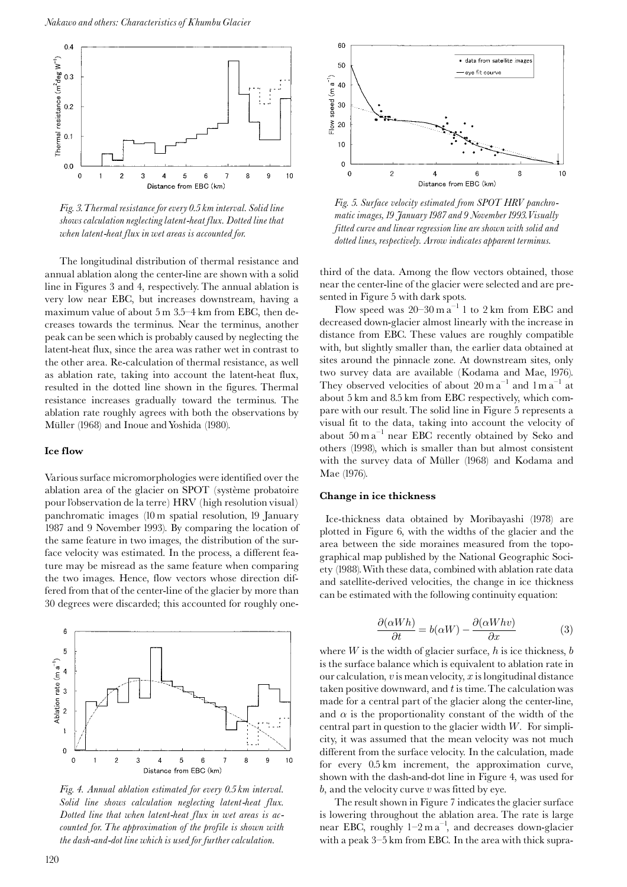*Fig. 3. Thermal resistance for every 0.5 km interval. Solid line shows calculation neglecting latent-heat flux. Dotted line that when latent-heat flux in wet areas is accounted for.*

The longitudinal distribution of thermal resistance and annual ablation along the center-line are shown with a solid line in Figures 3 and 4, respectively. The annual ablation is very low near EBC, but increases downstream, having a maximum value of about 5 m 3.5–4 km from EBC, then decreases towards the terminus. Near the terminus, another peak can be seen which is probably caused by neglecting the latent-heat flux, since the area was rather wet in contrast to the other area. Re-calculation of thermal resistance, as well as ablation rate, taking into account the latent-heat flux, resulted in the dotted line shown in the figures. Thermal resistance increases gradually toward the terminus. The ablation rate roughly agrees with both the observations by Müller (1968) and Inoue and Yoshida (1980).

### Ice flow

Various surface micromorphologies were identified over the ablation area of the glacier on SPOT (système probatoire pour l'observation de la terre) HRV (high resolution visual) panchromatic images (10 m spatial resolution, 19 January 1987 and 9 November 1993). By comparing the location of the same feature in two images, the distribution of the surface velocity was estimated. In the process, a different feature may be misread as the same feature when comparing the two images. Hence, flow vectors whose direction differed from that of the center-line of the glacier by more than 30 degrees were discarded; this accounted for roughly one-third of the data. Among the flow vectors obtained, those near the center-line of the glacier were selected and are presented in Figure 5 with dark spots.

*Fig. 4. Annual ablation estimated for every 0.5 km interval. Solid line shows calculation neglecting latent-heat flux. Dotted line that when latent-heat flux in wet areas is accounted for. The approximation of the profile is shown with the dash-and-dot line which is used for further calculation.*

*Fig. 5. Surface velocity estimated from SPOT HRV panchromatic images, 19 January 1987 and 9 November 1993. Visually fitted curve and linear regression line are shown with solid and dotted lines, respectively. Arrow indicates apparent terminus.*

Flow speed was 20–30 m a$^{-1}$ 1 to 2 km from EBC and decreased down-glacier almost linearly with the increase in distance from EBC. These values are roughly compatible with, but slightly smaller than, the earlier data obtained at sites around the pinnacle zone. At downstream sites, only two survey data are available (Kodama and Mae, 1976). They observed velocities of about 20 m a$^{-1}$ and 1 m a$^{-1}$ at about 5 km and 8.5 km from EBC respectively, which compare with our result. The solid line in Figure 5 represents a visual fit to the data, taking into account the velocity of about 50 m a$^{-1}$ near EBC recently obtained by Seko and others (1998), which is smaller than but almost consistent with the survey data of Müller (1968) and Kodama and Mae (1976).

### Change in ice thickness

Ice-thickness data obtained by Moribayashi (1978) are plotted in Figure 6, with the widths of the glacier and the area between the side moraines measured from the topographical map published by the National Geographic Society (1988). With these data, combined with ablation rate data and satellite-derived velocities, the change in ice thickness can be estimated with the following continuity equation:

$$\frac{\partial(\alpha W h)}{\partial t} = b(\alpha W) - \frac{\partial(\alpha W h v)}{\partial x} \tag{3}$$

where $W$ is the width of glacier surface, $h$ is ice thickness, $b$ is the surface balance which is equivalent to ablation rate in our calculation, $v$ is mean velocity, $x$ is longitudinal distance taken positive downward, and $t$ is time. The calculation was made for a central part of the glacier along the center-line, and $\alpha$ is the proportionality constant of the width of the central part in question to the glacier width $W$. For simplicity, it was assumed that the mean velocity was not much different from the surface velocity. In the calculation, made for every 0.5 km increment, the approximation curve, shown with the dash-and-dot line in Figure 4, was used for $b$, and the velocity curve $v$ was fitted by eye.

The result shown in Figure 7 indicates the glacier surface is lowering throughout the ablation area. The rate is large near EBC, roughly 1–2 m a$^{-1}$, and decreases down-glacier with a peak 3–5 km from EBC. In the area with thick supra-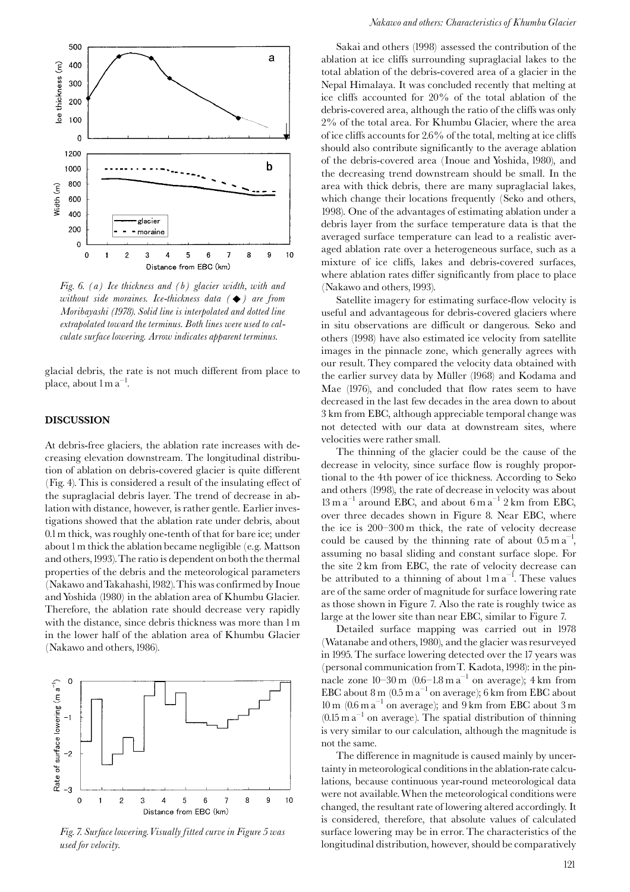Fig. 6. (a) Ice thickness and (b) glacier width, with and without side moraines. Ice-thickness data (◆) are from Moribayashi (1978). Solid line is interpolated and dotted line extrapolated toward the terminus. Both lines were used to calculate surface lowering. Arrow indicates apparent terminus.

glacial debris, the rate is not much different from place to place, about $1 \text{ m a}^{-1}$.

## DISCUSSION

At debris-free glaciers, the ablation rate increases with decreasing elevation downstream. The longitudinal distribution of ablation on debris-covered glacier is quite different (Fig. 4). This is considered a result of the insulating effect of the supraglacial debris layer. The trend of decrease in ablation with distance, however, is rather gentle. Earlier investigations showed that the ablation rate under debris, about 0.1 m thick, was roughly one-tenth of that for bare ice; under about 1 m thick the ablation became negligible (e.g. Mattson and others, 1993). The ratio is dependent on both the thermal properties of the debris and the meteorological parameters (Nakawo and Takahashi, 1982). This was confirmed by Inoue and Yoshida (1980) in the ablation area of Khumbu Glacier. Therefore, the ablation rate should decrease very rapidly with the distance, since debris thickness was more than 1 m in the lower half of the ablation area of Khumbu Glacier (Nakawo and others, 1986).

Fig. 7. Surface lowering. Visually fitted curve in Figure 5 was used for velocity.

Sakai and others (1998) assessed the contribution of the ablation at ice cliffs surrounding supraglacial lakes to the total ablation of the debris-covered area of a glacier in the Nepal Himalaya. It was concluded recently that melting at ice cliffs accounted for 20% of the total ablation of the debris-covered area, although the ratio of the cliffs was only 2% of the total area. For Khumbu Glacier, where the area of ice cliffs accounts for 2.6% of the total, melting at ice cliffs should also contribute significantly to the average ablation of the debris-covered area (Inoue and Yoshida, 1980), and the decreasing trend downstream should be small. In the area with thick debris, there are many supraglacial lakes, which change their locations frequently (Seko and others, 1998). One of the advantages of estimating ablation under a debris layer from the surface temperature data is that the averaged surface temperature can lead to a realistic averaged ablation rate over a heterogeneous surface, such as a mixture of ice cliffs, lakes and debris-covered surfaces, where ablation rates differ significantly from place to place (Nakawo and others, 1993).

Satellite imagery for estimating surface-flow velocity is useful and advantageous for debris-covered glaciers where in situ observations are difficult or dangerous. Seko and others (1998) have also estimated ice velocity from satellite images in the pinnacle zone, which generally agrees with our result. They compared the velocity data obtained with the earlier survey data by Müller (1968) and Kodama and Mae (1976), and concluded that flow rates seem to have decreased in the last few decades in the area down to about 3 km from EBC, although appreciable temporal change was not detected with our data at downstream sites, where velocities were rather small.

The thinning of the glacier could be the cause of the decrease in velocity, since surface flow is roughly proportional to the 4th power of ice thickness. According to Seko and others (1998), the rate of decrease in velocity was about $13 \text{ m a}^{-1}$ around EBC, and about $6 \text{ m a}^{-1}$ 2 km from EBC, over three decades shown in Figure 8. Near EBC, where the ice is 200–300 m thick, the rate of velocity decrease could be caused by the thinning rate of about $0.5 \text{ m a}^{-1}$, assuming no basal sliding and constant surface slope. For the site 2 km from EBC, the rate of velocity decrease can be attributed to a thinning of about $1 \text{ m a}^{-1}$. These values are of the same order of magnitude for surface lowering rate as those shown in Figure 7. Also the rate is roughly twice as large at the lower site than near EBC, similar to Figure 7.

Detailed surface mapping was carried out in 1978 (Watanabe and others, 1980), and the glacier was resurveyed in 1995. The surface lowering detected over the 17 years was (personal communication from T. Kadota, 1998): in the pinnacle zone 10–30 m ($0.6$–$1.8 \text{ m a}^{-1}$ on average); 4 km from EBC about 8 m ($0.5 \text{ m a}^{-1}$ on average); 6 km from EBC about 10 m ($0.6 \text{ m a}^{-1}$ on average); and 9 km from EBC about 3 m ($0.15 \text{ m a}^{-1}$ on average). The spatial distribution of thinning is very similar to our calculation, although the magnitude is not the same.

The difference in magnitude is caused mainly by uncertainty in meteorological conditions in the ablation-rate calculations, because continuous year-round meteorological data were not available. When the meteorological conditions were changed, the resultant rate of lowering altered accordingly. It is considered, therefore, that absolute values of calculated surface lowering may be in error. The characteristics of the longitudinal distribution, however, should be comparatively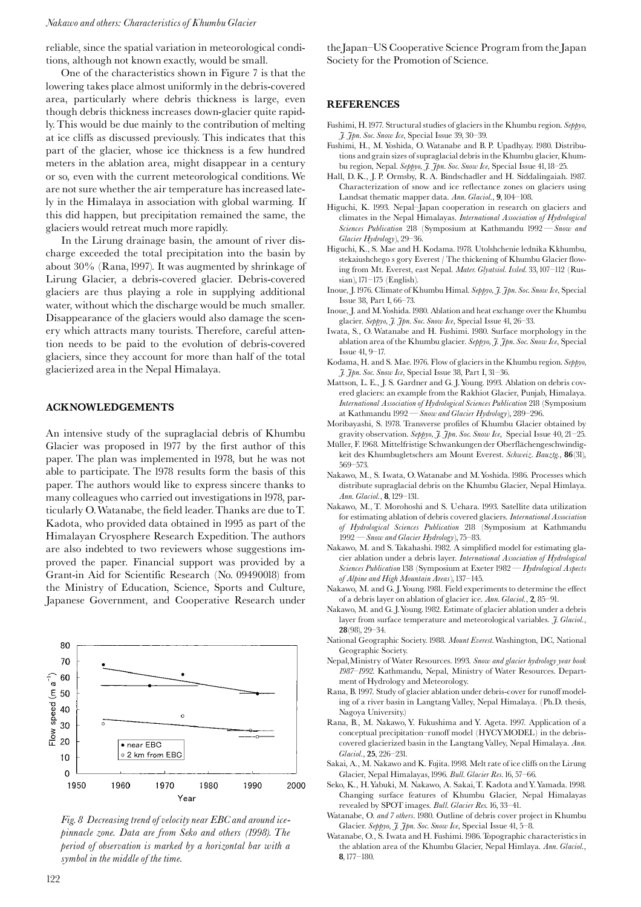reliable, since the spatial variation in meteorological conditions, although not known exactly, would be small.

One of the characteristics shown in Figure 7 is that the lowering takes place almost uniformly in the debris-covered area, particularly where debris thickness is large, even though debris thickness increases down-glacier quite rapidly. This would be due mainly to the contribution of melting at ice cliffs as discussed previously. This indicates that this part of the glacier, whose ice thickness is a few hundred meters in the ablation area, might disappear in a century or so, even with the current meteorological conditions. We are not sure whether the air temperature has increased lately in the Himalaya in association with global warming. If this did happen, but precipitation remained the same, the glaciers would retreat much more rapidly.

In the Lirung drainage basin, the amount of river discharge exceeded the total precipitation into the basin by about 30% (Rana, 1997). It was augmented by shrinkage of Lirung Glacier, a debris-covered glacier. Debris-covered glaciers are thus playing a role in supplying additional water, without which the discharge would be much smaller. Disappearance of the glaciers would also damage the scenery which attracts many tourists. Therefore, careful attention needs to be paid to the evolution of debris-covered glaciers, since they account for more than half of the total glacierized area in the Nepal Himalaya.

## ACKNOWLEDGEMENTS

An intensive study of the supraglacial debris of Khumbu Glacier was proposed in 1977 by the first author of this paper. The plan was implemented in 1978, but he was not able to participate. The 1978 results form the basis of this paper. The authors would like to express sincere thanks to many colleagues who carried out investigations in 1978, particularly O. Watanabe, the field leader. Thanks are due to T. Kadota, who provided data obtained in 1995 as part of the Himalayan Cryosphere Research Expedition. The authors are also indebted to two reviewers whose suggestions improved the paper. Financial support was provided by a Grant-in Aid for Scientific Research (No. 09490018) from the Ministry of Education, Science, Sports and Culture, Japanese Government, and Cooperative Research under the Japan–US Cooperative Science Program from the Japan Society for the Promotion of Science.

Flow speed (m a$^{-1}$)
80
70
60
50
40
30
20
10
0
1950 1960 1970 1980 1990 2000
Year
• near EBC
○ 2 km from EBC

*Fig. 8 Decreasing trend of velocity near EBC and around ice-pinnacle zone. Data are from Seko and others (1998). The period of observation is marked by a horizontal bar with a symbol in the middle of the time.*

## REFERENCES

Fushimi, H. 1977. Structural studies of glaciers in the Khumbu region. *Seppyo, J. Jpn. Soc. Snow Ice*, Special Issue 39, 30–39.

Fushimi, H., M. Yoshida, O. Watanabe and B. P. Upadhyay. 1980. Distributions and grain sizes of supraglacial debris in the Khumbu glacier, Khumbu region, Nepal. *Seppyo, J. Jpn. Soc. Snow Ice*, Special Issue 41, 18–25.

Hall, D. K., J. P. Ormsby, R. A. Bindschadler and H. Siddalingaiah. 1987. Characterization of snow and ice reflectance zones on glaciers using Landsat thematic mapper data. *Ann. Glaciol.*, **9**, 104–108.

Higuchi, K. 1993. Nepal–Japan cooperation in research on glaciers and climates in the Nepal Himalayas. *International Association of Hydrological Sciences Publication* 218 (Symposium at Kathmandu 1992 — *Snow and Glacier Hydrology*), 29–36.

Higuchi, K., S. Mae and H. Kodama. 1978. Utolshchenie lednika Kkhumbu, stekaiushchego s gory Everest / The thickening of Khumbu Glacier flowing from Mt. Everest, east Nepal. *Mater. Glyatsiol. Issled.* 33, 107–112 (Russian), 171–175 (English).

Inoue, J. 1976. Climate of Khumbu Himal. *Seppyo, J. Jpn. Soc. Snow Ice*, Special Issue 38, Part I, 66–73.

Inoue, J. and M. Yoshida. 1980. Ablation and heat exchange over the Khumbu glacier. *Seppyo, J. Jpn. Soc. Snow Ice*, Special Issue 41, 26–33.

Iwata, S., O. Watanabe and H. Fushimi. 1980. Surface morphology in the ablation area of the Khumbu glacier. *Seppyo, J. Jpn. Soc. Snow Ice*, Special Issue 41, 9–17.

Kodama, H. and S. Mae. 1976. Flow of glaciers in the Khumbu region. *Seppyo, J. Jpn. Soc. Snow Ice*, Special Issue 38, Part I, 31–36.

Mattson, L. E., J. S. Gardner and G. J. Young. 1993. Ablation on debris covered glaciers: an example from the Rakhiot Glacier, Punjab, Himalaya. *International Association of Hydrological Sciences Publication* 218 (Symposium at Kathmandu 1992 — *Snow and Glacier Hydrology*), 289–296.

Moribayashi, S. 1978. Transverse profiles of Khumbu Glacier obtained by gravity observation. *Seppyo, J. Jpn. Soc. Snow Ice*, Special Issue 40, 21–25.

Müller, F. 1968. Mittelfristige Schwankungen der Oberflächengeschwindigkeit des Khumbugletschers am Mount Everest. *Schweiz. Bauztg.*, **86**(31), 569–573.

Nakawo, M., S. Iwata, O. Watanabe and M. Yoshida. 1986. Processes which distribute supraglacial debris on the Khumbu Glacier, Nepal Himlaya. *Ann. Glaciol.*, **8**, 129–131.

Nakawo, M., T. Morohoshi and S. Uehara. 1993. Satellite data utilization for estimating ablation of debris covered glaciers. *International Association of Hydrological Sciences Publication* 218 (Symposium at Kathmandu 1992 — *Snow and Glacier Hydrology*), 75–83.

Nakawo, M. and S. Takahashi. 1982. A simplified model for estimating glacier ablation under a debris layer. *International Association of Hydrological Sciences Publication* 138 (Symposium at Exeter 1982 — *Hydrological Aspects of Alpine and High Mountain Areas*), 137–145.

Nakawo, M. and G. J. Young. 1981. Field experiments to determine the effect of a debris layer on ablation of glacier ice. *Ann. Glaciol.*, **2**, 85–91.

Nakawo, M. and G. J. Young. 1982. Estimate of glacier ablation under a debris layer from surface temperature and meteorological variables. *J. Glaciol.*, **28**(98), 29–34.

National Geographic Society. 1988. *Mount Everest*. Washington, DC, National Geographic Society.

Nepal, Ministry of Water Resources. 1993. *Snow and glacier hydrology year book 1987–1992*. Kathmandu, Nepal, Ministry of Water Resources. Department of Hydrology and Meteorology.

Rana, B. 1997. Study of glacier ablation under debris-cover for runoff modeling of a river basin in Langtang Valley, Nepal Himalaya. (Ph.D. thesis, Nagoya University.)

Rana, B., M. Nakawo, Y. Fukushima and Y. Ageta. 1997. Application of a conceptual precipitation–runoff model (HYCYMODEL) in the debris-covered glacierized basin in the Langtang Valley, Nepal Himalaya. *Ann. Glaciol.*, **25**, 226–231.

Sakai, A., M. Nakawo and K. Fujita. 1998. Melt rate of ice cliffs on the Lirung Glacier, Nepal Himalayas, 1996. *Bull. Glacier Res.* 16, 57–66.

Seko, K., H. Yabuki, M. Nakawo, A. Sakai, T. Kadota and Y. Yamada. 1998. Changing surface features of Khumbu Glacier, Nepal Himalayas revealed by SPOT images. *Bull. Glacier Res.* 16, 33–41.

Watanabe, O. *and 7 others*. 1980. Outline of debris cover project in Khumbu Glacier. *Seppyo, J. Jpn. Soc. Snow Ice*, Special Issue 41, 5–8.

Watanabe, O., S. Iwata and H. Fushimi. 1986. Topographic characteristics in the ablation area of the Khumbu Glacier, Nepal Himlaya. *Ann. Glaciol.*, **8**, 177–180.